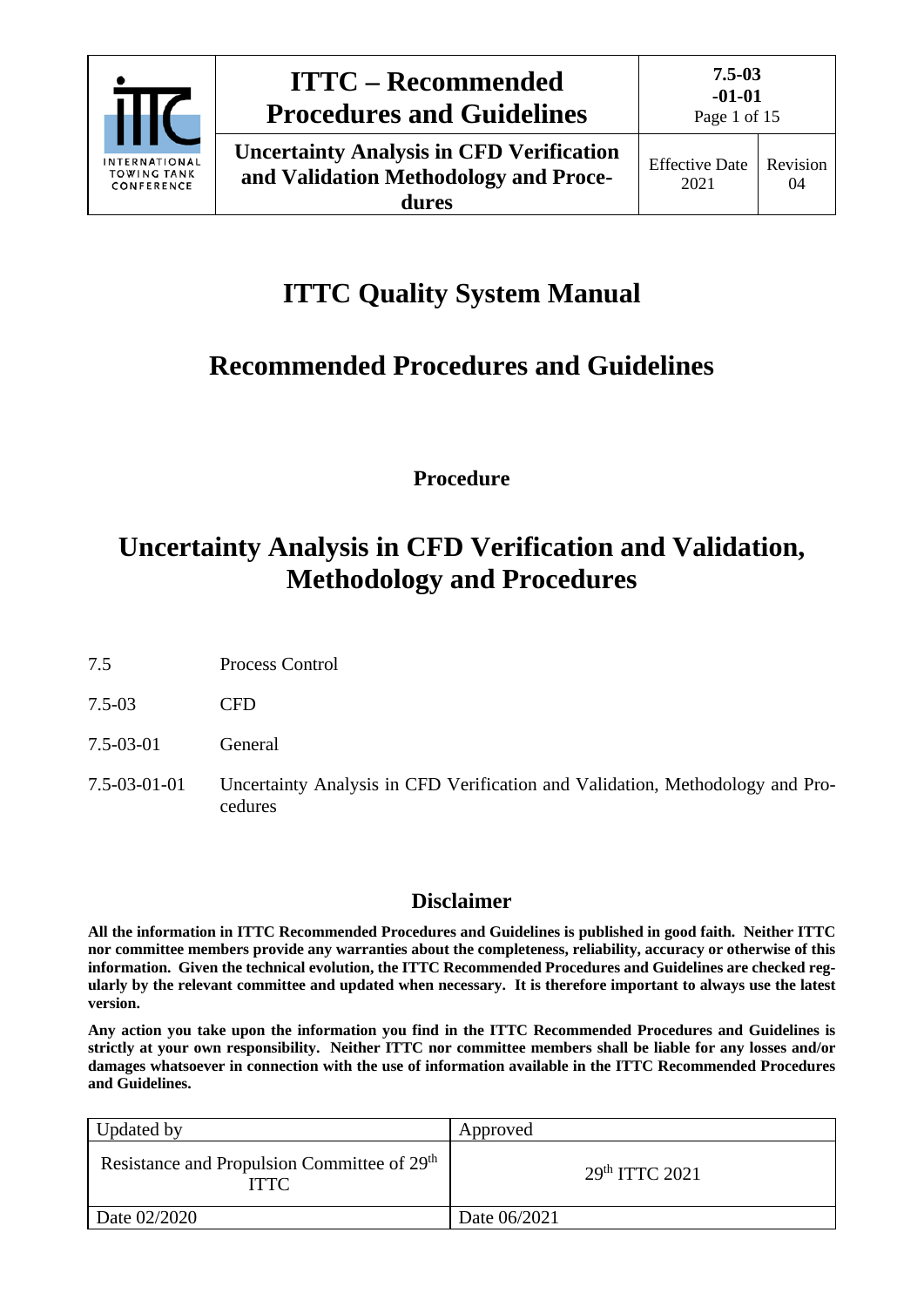# ITTC Quality System Manual

## Recommended Procedures and Guidelines

**Procedure**

# Uncertainty Analysis in CFD Verification and Validation, Methodology and Procedures

| | |
|---|---|
| 7.5 | Process Control |
| 7.5-03 | CFD |
| 7.5-03-01 | General |
| 7.5-03-01-01 | Uncertainty Analysis in CFD Verification and Validation, Methodology and Procedures |

## Disclaimer

**All the information in ITTC Recommended Procedures and Guidelines is published in good faith. Neither ITTC nor committee members provide any warranties about the completeness, reliability, accuracy or otherwise of this information. Given the technical evolution, the ITTC Recommended Procedures and Guidelines are checked regularly by the relevant committee and updated when necessary. It is therefore important to always use the latest version.**

**Any action you take upon the information you find in the ITTC Recommended Procedures and Guidelines is strictly at your own responsibility. Neither ITTC nor committee members shall be liable for any losses and/or damages whatsoever in connection with the use of information available in the ITTC Recommended Procedures and Guidelines.**

| Updated by | Approved |
|---|---|
| Resistance and Propulsion Committee of 29th ITTC | 29th ITTC 2021 |
| Date 02/2020 | Date 06/2021 |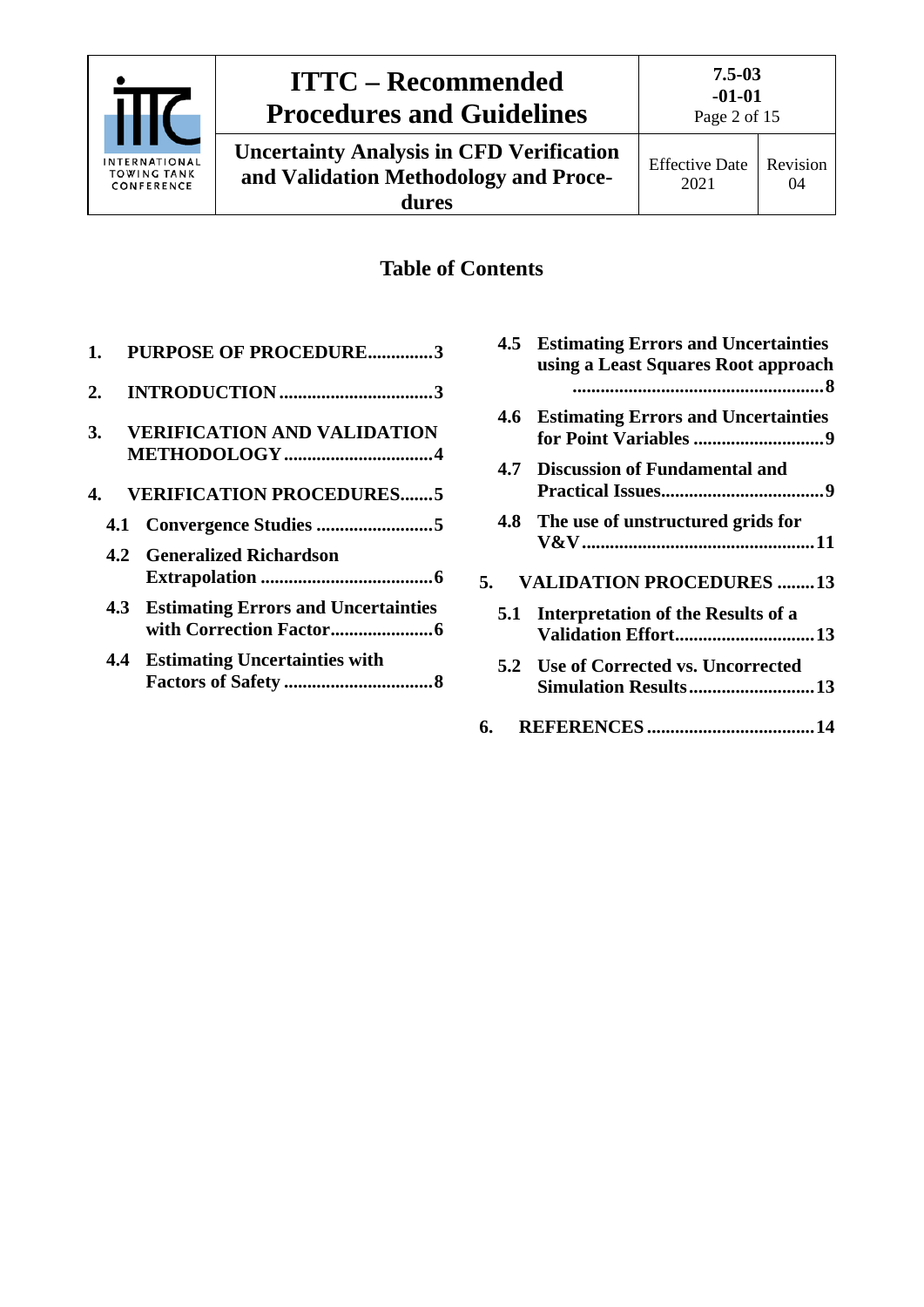## Table of Contents

1. **PURPOSE OF PROCEDURE..............3**
2. **INTRODUCTION.................................3**
3. **VERIFICATION AND VALIDATION METHODOLOGY................................4**
4. **VERIFICATION PROCEDURES.......5**
   - **4.1 Convergence Studies .........................5**
   - **4.2 Generalized Richardson Extrapolation .....................................6**
   - **4.3 Estimating Errors and Uncertainties with Correction Factor......................6**
   - **4.4 Estimating Uncertainties with Factors of Safety ................................8**
   - **4.5 Estimating Errors and Uncertainties using a Least Squares Root approach .....................................................8**
   - **4.6 Estimating Errors and Uncertainties for Point Variables ............................9**
   - **4.7 Discussion of Fundamental and Practical Issues..................................9**
   - **4.8 The use of unstructured grids for V&V..................................................11**
5. **VALIDATION PROCEDURES ........13**
   - **5.1 Interpretation of the Results of a Validation Effort..............................13**
   - **5.2 Use of Corrected vs. Uncorrected Simulation Results...........................13**
6. **REFERENCES....................................14**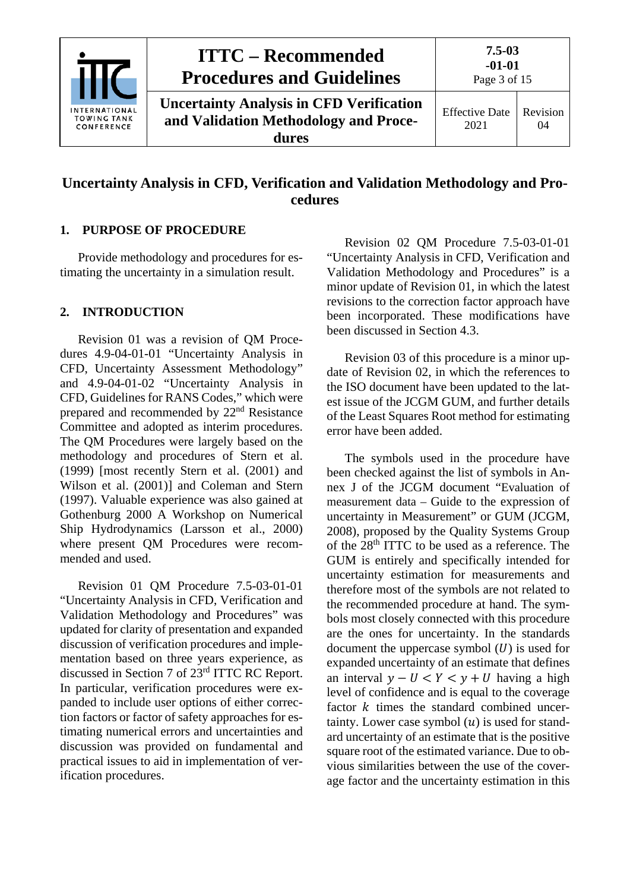# Uncertainty Analysis in CFD, Verification and Validation Methodology and Procedures

## 1. PURPOSE OF PROCEDURE

Provide methodology and procedures for estimating the uncertainty in a simulation result.

## 2. INTRODUCTION

Revision 01 was a revision of QM Procedures 4.9-04-01-01 "Uncertainty Analysis in CFD, Uncertainty Assessment Methodology" and 4.9-04-01-02 "Uncertainty Analysis in CFD, Guidelines for RANS Codes," which were prepared and recommended by 22nd Resistance Committee and adopted as interim procedures. The QM Procedures were largely based on the methodology and procedures of Stern et al. (1999) [most recently Stern et al. (2001) and Wilson et al. (2001)] and Coleman and Stern (1997). Valuable experience was also gained at Gothenburg 2000 A Workshop on Numerical Ship Hydrodynamics (Larsson et al., 2000) where present QM Procedures were recommended and used.

Revision 01 QM Procedure 7.5-03-01-01 "Uncertainty Analysis in CFD, Verification and Validation Methodology and Procedures" was updated for clarity of presentation and expanded discussion of verification procedures and implementation based on three years experience, as discussed in Section 7 of 23rd ITTC RC Report. In particular, verification procedures were expanded to include user options of either correction factors or factor of safety approaches for estimating numerical errors and uncertainties and discussion was provided on fundamental and practical issues to aid in implementation of verification procedures.

Revision 02 QM Procedure 7.5-03-01-01 "Uncertainty Analysis in CFD, Verification and Validation Methodology and Procedures" is a minor update of Revision 01, in which the latest revisions to the correction factor approach have been incorporated. These modifications have been discussed in Section 4.3.

Revision 03 of this procedure is a minor update of Revision 02, in which the references to the ISO document have been updated to the latest issue of the JCGM GUM, and further details of the Least Squares Root method for estimating error have been added.

The symbols used in the procedure have been checked against the list of symbols in Annex J of the JCGM document "Evaluation of measurement data – Guide to the expression of uncertainty in Measurement" or GUM (JCGM, 2008), proposed by the Quality Systems Group of the 28th ITTC to be used as a reference. The GUM is entirely and specifically intended for uncertainty estimation for measurements and therefore most of the symbols are not related to the recommended procedure at hand. The symbols most closely connected with this procedure are the ones for uncertainty. In the standards document the uppercase symbol ($U$) is used for expanded uncertainty of an estimate that defines an interval $y - U < Y < y + U$ having a high level of confidence and is equal to the coverage factor $k$ times the standard combined uncertainty. Lower case symbol ($u$) is used for standard uncertainty of an estimate that is the positive square root of the estimated variance. Due to obvious similarities between the use of the coverage factor and the uncertainty estimation in this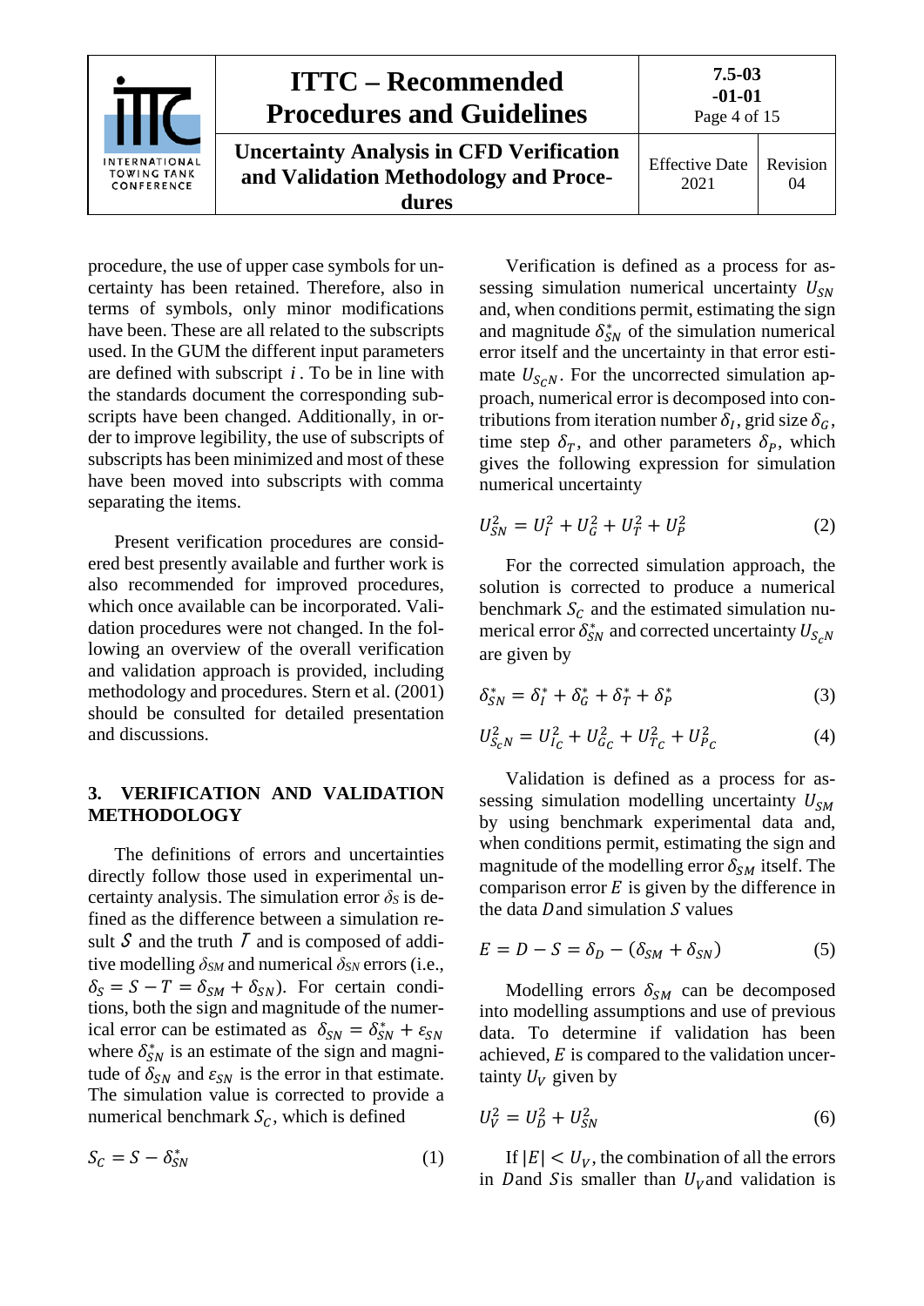procedure, the use of upper case symbols for uncertainty has been retained. Therefore, also in terms of symbols, only minor modifications have been. These are all related to the subscripts used. In the GUM the different input parameters are defined with subscript $i$. To be in line with the standards document the corresponding subscripts have been changed. Additionally, in order to improve legibility, the use of subscripts of subscripts has been minimized and most of these have been moved into subscripts with comma separating the items.

Present verification procedures are considered best presently available and further work is also recommended for improved procedures, which once available can be incorporated. Validation procedures were not changed. In the following an overview of the overall verification and validation approach is provided, including methodology and procedures. Stern et al. (2001) should be consulted for detailed presentation and discussions.

## 3. VERIFICATION AND VALIDATION METHODOLOGY

The definitions of errors and uncertainties directly follow those used in experimental uncertainty analysis. The simulation error $\delta_S$ is defined as the difference between a simulation result $S$ and the truth $T$ and is composed of additive modelling $\delta_{SM}$ and numerical $\delta_{SN}$ errors (i.e., $\delta_S = S - T = \delta_{SM} + \delta_{SN}$). For certain conditions, both the sign and magnitude of the numerical error can be estimated as $\delta_{SN} = \delta^*_{SN} + \varepsilon_{SN}$ where $\delta^*_{SN}$ is an estimate of the sign and magnitude of $\delta_{SN}$ and $\varepsilon_{SN}$ is the error in that estimate. The simulation value is corrected to provide a numerical benchmark $S_C$, which is defined

$$S_C = S - \delta^*_{SN} \tag{1}$$

Verification is defined as a process for assessing simulation numerical uncertainty $U_{SN}$ and, when conditions permit, estimating the sign and magnitude $\delta^*_{SN}$ of the simulation numerical error itself and the uncertainty in that error estimate $U_{S_CN}$. For the uncorrected simulation approach, numerical error is decomposed into contributions from iteration number $\delta_I$, grid size $\delta_G$, time step $\delta_T$, and other parameters $\delta_P$, which gives the following expression for simulation numerical uncertainty

$$U^2_{SN} = U^2_I + U^2_G + U^2_T + U^2_P \tag{2}$$

For the corrected simulation approach, the solution is corrected to produce a numerical benchmark $S_C$ and the estimated simulation numerical error $\delta^*_{SN}$ and corrected uncertainty $U_{S_CN}$ are given by

$$\delta^*_{SN} = \delta^*_I + \delta^*_G + \delta^*_T + \delta^*_P \tag{3}$$

$$U^2_{S_CN} = U^2_{I_C} + U^2_{G_C} + U^2_{T_C} + U^2_{P_C} \tag{4}$$

Validation is defined as a process for assessing simulation modelling uncertainty $U_{SM}$ by using benchmark experimental data and, when conditions permit, estimating the sign and magnitude of the modelling error $\delta_{SM}$ itself. The comparison error $E$ is given by the difference in the data $D$ and simulation $S$ values

$$E = D - S = \delta_D - (\delta_{SM} + \delta_{SN}) \tag{5}$$

Modelling errors $\delta_{SM}$ can be decomposed into modelling assumptions and use of previous data. To determine if validation has been achieved, $E$ is compared to the validation uncertainty $U_V$ given by

$$U^2_V = U^2_D + U^2_{SN} \tag{6}$$

If $|E| < U_V$, the combination of all the errors in $D$ and $S$ is smaller than $U_V$ and validation is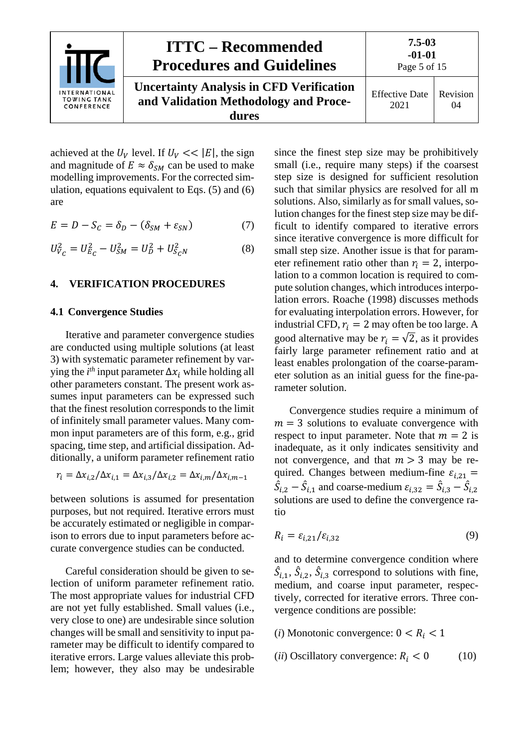achieved at the $U_V$ level. If $U_V << |E|$, the sign and magnitude of $E \approx \delta_{SM}$ can be used to make modelling improvements. For the corrected simulation, equations equivalent to Eqs. (5) and (6) are

$$E = D - S_C = \delta_D - (\delta_{SM} + \varepsilon_{SN}) \tag{7}$$

$$U_{V_C}^2 = U_{E_C}^2 - U_{SM}^2 = U_D^2 + U_{S_CN}^2 \tag{8}$$

## 4. VERIFICATION PROCEDURES

### 4.1 Convergence Studies

Iterative and parameter convergence studies are conducted using multiple solutions (at least 3) with systematic parameter refinement by varying the *i^th^* input parameter $\Delta x_i$ while holding all other parameters constant. The present work assumes input parameters can be expressed such that the finest resolution corresponds to the limit of infinitely small parameter values. Many common input parameters are of this form, e.g., grid spacing, time step, and artificial dissipation. Additionally, a uniform parameter refinement ratio

$$r_i = \Delta x_{i,2}/\Delta x_{i,1} = \Delta x_{i,3}/\Delta x_{i,2} = \Delta x_{i,m}/\Delta x_{i,m-1}$$

between solutions is assumed for presentation purposes, but not required. Iterative errors must be accurately estimated or negligible in comparison to errors due to input parameters before accurate convergence studies can be conducted.

Careful consideration should be given to selection of uniform parameter refinement ratio. The most appropriate values for industrial CFD are not yet fully established. Small values (i.e., very close to one) are undesirable since solution changes will be small and sensitivity to input parameter may be difficult to identify compared to iterative errors. Large values alleviate this problem; however, they also may be undesirable since the finest step size may be prohibitively small (i.e., require many steps) if the coarsest step size is designed for sufficient resolution such that similar physics are resolved for all m solutions. Also, similarly as for small values, solution changes for the finest step size may be difficult to identify compared to iterative errors since iterative convergence is more difficult for small step size. Another issue is that for parameter refinement ratio other than $r_i = 2$, interpolation to a common location is required to compute solution changes, which introduces interpolation errors. Roache (1998) discusses methods for evaluating interpolation errors. However, for industrial CFD, $r_i = 2$ may often be too large. A good alternative may be $r_i = \sqrt{2}$, as it provides fairly large parameter refinement ratio and at least enables prolongation of the coarse-parameter solution as an initial guess for the fine-parameter solution.

Convergence studies require a minimum of $m = 3$ solutions to evaluate convergence with respect to input parameter. Note that $m = 2$ is inadequate, as it only indicates sensitivity and not convergence, and that $m > 3$ may be required. Changes between medium-fine $\varepsilon_{i,21} = \hat{S}_{i,2} - \hat{S}_{i,1}$ and coarse-medium $\varepsilon_{i,32} = \hat{S}_{i,3} - \hat{S}_{i,2}$ solutions are used to define the convergence ratio

$$R_i = \varepsilon_{i,21}/\varepsilon_{i,32} \tag{9}$$

and to determine convergence condition where $\hat{S}_{i,1}$, $\hat{S}_{i,2}$, $\hat{S}_{i,3}$ correspond to solutions with fine, medium, and coarse input parameter, respectively, corrected for iterative errors. Three convergence conditions are possible:

(*i*) Monotonic convergence: $0 < R_i < 1$

(*ii*) Oscillatory convergence: $R_i < 0$ (10)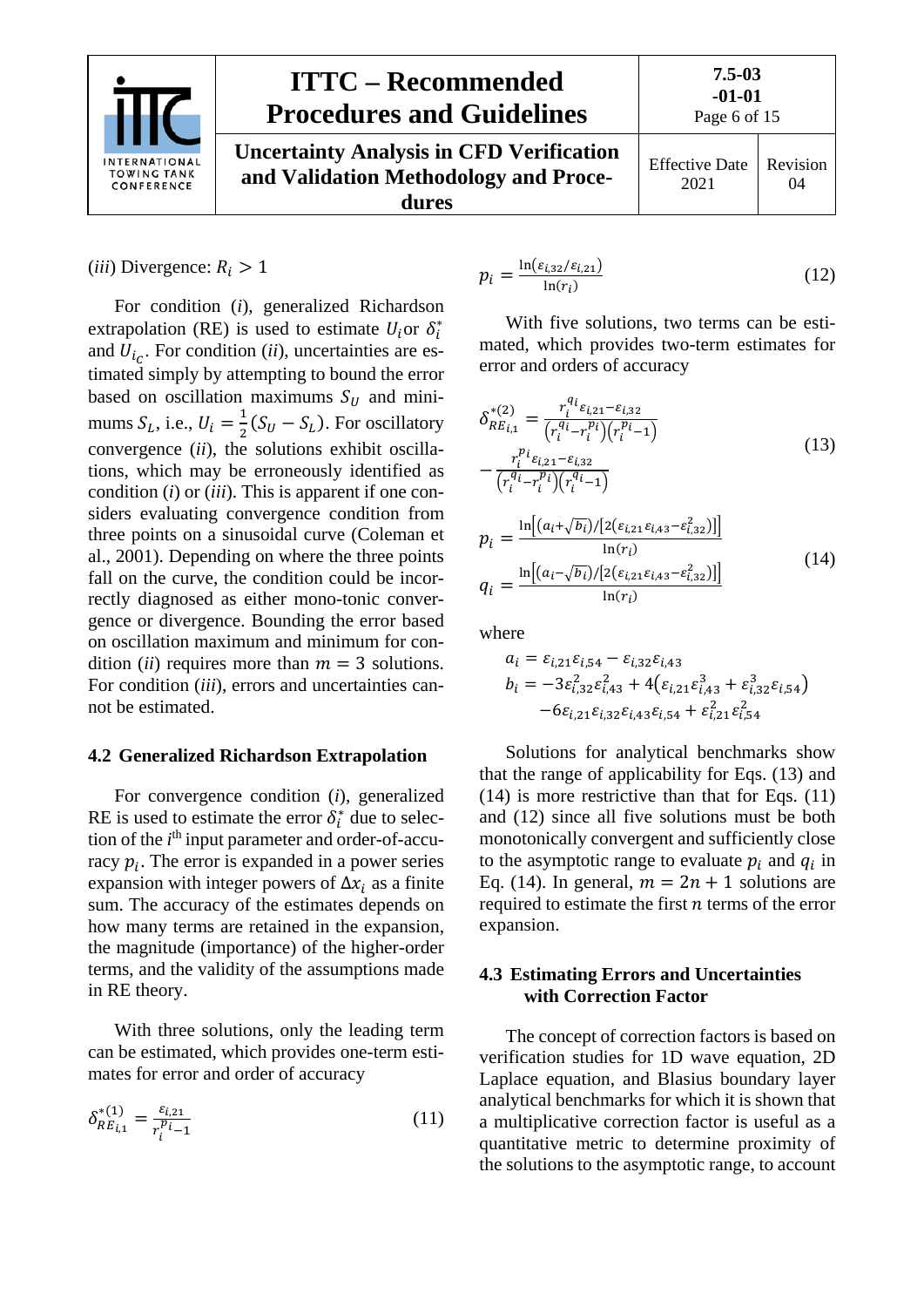(*iii*) Divergence: $R_i > 1$

For condition (*i*), generalized Richardson extrapolation (RE) is used to estimate $U_i$or $\delta_i^*$ and $U_{i_c}$. For condition (*ii*), uncertainties are estimated simply by attempting to bound the error based on oscillation maximums $S_U$ and minimums $S_L$, i.e., $U_i = \frac{1}{2}(S_U - S_L)$. For oscillatory convergence (*ii*), the solutions exhibit oscillations, which may be erroneously identified as condition (*i*) or (*iii*). This is apparent if one considers evaluating convergence condition from three points on a sinusoidal curve (Coleman et al., 2001). Depending on where the three points fall on the curve, the condition could be incorrectly diagnosed as either mono-tonic convergence or divergence. Bounding the error based on oscillation maximum and minimum for condition (*ii*) requires more than $m = 3$ solutions. For condition (*iii*), errors and uncertainties cannot be estimated.

## 4.2 Generalized Richardson Extrapolation

For convergence condition (*i*), generalized RE is used to estimate the error $\delta_i^*$ due to selection of the $i^{\text{th}}$ input parameter and order-of-accuracy $p_i$. The error is expanded in a power series expansion with integer powers of $\Delta x_i$ as a finite sum. The accuracy of the estimates depends on how many terms are retained in the expansion, the magnitude (importance) of the higher-order terms, and the validity of the assumptions made in RE theory.

With three solutions, only the leading term can be estimated, which provides one-term estimates for error and order of accuracy

$$\delta_{RE_{i,1}}^{*(1)} = \frac{\varepsilon_{i,21}}{r_i^{p_i} - 1} \tag{11}$$

$$p_i = \frac{\ln(\varepsilon_{i,32}/\varepsilon_{i,21})}{\ln(r_i)} \tag{12}$$

With five solutions, two terms can be estimated, which provides two-term estimates for error and orders of accuracy

$$\delta_{RE_{i,1}}^{*(2)} = \frac{r_i^{q_i}\varepsilon_{i,21} - \varepsilon_{i,32}}{\left(r_i^{q_i} - r_i^{p_i}\right)\left(r_i^{p_i} - 1\right)} - \frac{r_i^{p_i}\varepsilon_{i,21} - \varepsilon_{i,32}}{\left(r_i^{q_i} - r_i^{p_i}\right)\left(r_i^{q_i} - 1\right)} \tag{13}$$

$$p_i = \frac{\ln\left[\left(a_i + \sqrt{b_i}\right)/\left[2\left(\varepsilon_{i,21}\varepsilon_{i,43} - \varepsilon_{i,32}^2\right)\right]\right]}{\ln(r_i)}$$
$$q_i = \frac{\ln\left[\left(a_i - \sqrt{b_i}\right)/\left[2\left(\varepsilon_{i,21}\varepsilon_{i,43} - \varepsilon_{i,32}^2\right)\right]\right]}{\ln(r_i)} \tag{14}$$

where

$$a_i = \varepsilon_{i,21}\varepsilon_{i,54} - \varepsilon_{i,32}\varepsilon_{i,43}$$
$$b_i = -3\varepsilon_{i,32}^2\varepsilon_{i,43}^2 + 4\left(\varepsilon_{i,21}\varepsilon_{i,43}^3 + \varepsilon_{i,32}^3\varepsilon_{i,54}\right) - 6\varepsilon_{i,21}\varepsilon_{i,32}\varepsilon_{i,43}\varepsilon_{i,54} + \varepsilon_{i,21}^2\varepsilon_{i,54}^2$$

Solutions for analytical benchmarks show that the range of applicability for Eqs. (13) and (14) is more restrictive than that for Eqs. (11) and (12) since all five solutions must be both monotonically convergent and sufficiently close to the asymptotic range to evaluate $p_i$ and $q_i$ in Eq. (14). In general, $m = 2n + 1$ solutions are required to estimate the first $n$ terms of the error expansion.

## 4.3 Estimating Errors and Uncertainties with Correction Factor

The concept of correction factors is based on verification studies for 1D wave equation, 2D Laplace equation, and Blasius boundary layer analytical benchmarks for which it is shown that a multiplicative correction factor is useful as a quantitative metric to determine proximity of the solutions to the asymptotic range, to account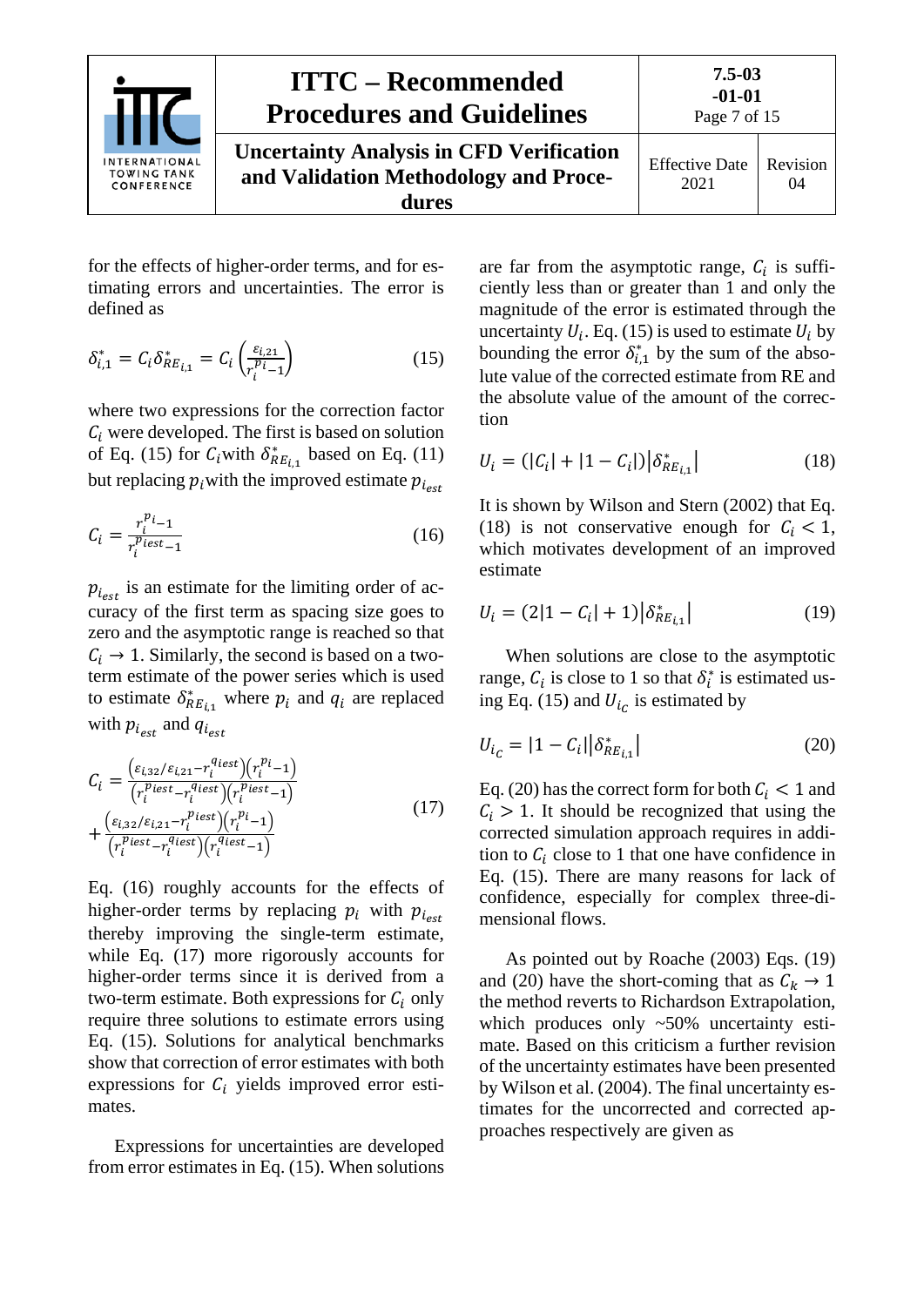for the effects of higher-order terms, and for estimating errors and uncertainties. The error is defined as

$$\delta_{i,1}^{*} = C_i \delta_{RE_{i,1}}^{*} = C_i \left( \frac{\varepsilon_{i,21}}{r_i^{p_i} - 1} \right) \tag{15}$$

where two expressions for the correction factor $C_i$ were developed. The first is based on solution of Eq. (15) for $C_i$ with $\delta_{RE_{i,1}}^{*}$ based on Eq. (11) but replacing $p_i$ with the improved estimate $p_{i_{est}}$

$$C_i = \frac{r_i^{p_i} - 1}{r_i^{p_{iest}} - 1} \tag{16}$$

$p_{i_{est}}$ is an estimate for the limiting order of accuracy of the first term as spacing size goes to zero and the asymptotic range is reached so that $C_i \to 1$. Similarly, the second is based on a two-term estimate of the power series which is used to estimate $\delta_{RE_{i,1}}^{*}$ where $p_i$ and $q_i$ are replaced with $p_{i_{est}}$ and $q_{i_{est}}$

$$C_i = \frac{\left(\varepsilon_{i,32}/\varepsilon_{i,21} - r_i^{q_{iest}}\right)\left(r_i^{p_i} - 1\right)}{\left(r_i^{p_{iest}} - r_i^{q_{iest}}\right)\left(r_i^{p_{iest}} - 1\right)} + \frac{\left(\varepsilon_{i,32}/\varepsilon_{i,21} - r_i^{p_{iest}}\right)\left(r_i^{p_i} - 1\right)}{\left(r_i^{p_{iest}} - r_i^{q_{iest}}\right)\left(r_i^{q_{iest}} - 1\right)} \tag{17}$$

Eq. (16) roughly accounts for the effects of higher-order terms by replacing $p_i$ with $p_{i_{est}}$ thereby improving the single-term estimate, while Eq. (17) more rigorously accounts for higher-order terms since it is derived from a two-term estimate. Both expressions for $C_i$ only require three solutions to estimate errors using Eq. (15). Solutions for analytical benchmarks show that correction of error estimates with both expressions for $C_i$ yields improved error estimates.

Expressions for uncertainties are developed from error estimates in Eq. (15). When solutions are far from the asymptotic range, $C_i$ is sufficiently less than or greater than 1 and only the magnitude of the error is estimated through the uncertainty $U_i$. Eq. (15) is used to estimate $U_i$ by bounding the error $\delta_{i,1}^{*}$ by the sum of the absolute value of the corrected estimate from RE and the absolute value of the amount of the correction

$$U_i = \left(|C_i| + |1 - C_i|\right)\left|\delta_{RE_{i,1}}^{*}\right| \tag{18}$$

It is shown by Wilson and Stern (2002) that Eq. (18) is not conservative enough for $C_i < 1$, which motivates development of an improved estimate

$$U_i = \left(2|1 - C_i| + 1\right)\left|\delta_{RE_{i,1}}^{*}\right| \tag{19}$$

When solutions are close to the asymptotic range, $C_i$ is close to 1 so that $\delta_i^{*}$ is estimated using Eq. (15) and $U_{i_C}$ is estimated by

$$U_{i_C} = |1 - C_i|\left|\delta_{RE_{i,1}}^{*}\right| \tag{20}$$

Eq. (20) has the correct form for both $C_i < 1$ and $C_i > 1$. It should be recognized that using the corrected simulation approach requires in addition to $C_i$ close to 1 that one have confidence in Eq. (15). There are many reasons for lack of confidence, especially for complex three-dimensional flows.

As pointed out by Roache (2003) Eqs. (19) and (20) have the short-coming that as $C_k \to 1$ the method reverts to Richardson Extrapolation, which produces only ~50% uncertainty estimate. Based on this criticism a further revision of the uncertainty estimates have been presented by Wilson et al. (2004). The final uncertainty estimates for the uncorrected and corrected approaches respectively are given as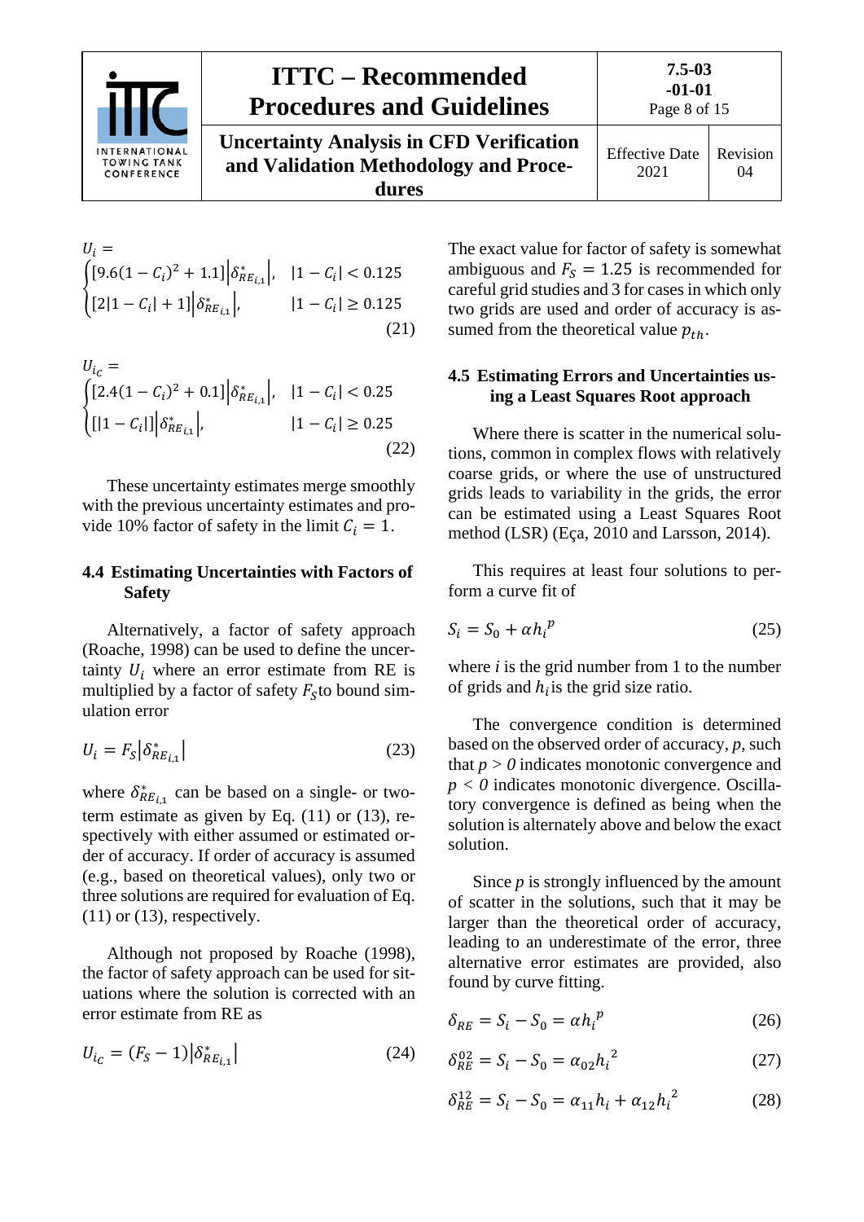$$U_i = \begin{cases} [9.6(1-C_i)^2 + 1.1]\left|\delta^*_{RE_{i,1}}\right|, & |1-C_i| < 0.125 \\ [2|1-C_i| + 1]\left|\delta^*_{RE_{i,1}}\right|, & |1-C_i| \geq 0.125 \end{cases} \tag{21}$$

$$U_{i_C} = \begin{cases} [2.4(1-C_i)^2 + 0.1]\left|\delta^*_{RE_{i,1}}\right|, & |1-C_i| < 0.25 \\ [|1-C_i|]\left|\delta^*_{RE_{i,1}}\right|, & |1-C_i| \geq 0.25 \end{cases} \tag{22}$$

These uncertainty estimates merge smoothly with the previous uncertainty estimates and provide 10% factor of safety in the limit $C_i = 1$.

## 4.4 Estimating Uncertainties with Factors of Safety

Alternatively, a factor of safety approach (Roache, 1998) can be used to define the uncertainty $U_i$ where an error estimate from RE is multiplied by a factor of safety $F_S$ to bound simulation error

$$U_i = F_S\left|\delta^*_{RE_{i,1}}\right| \tag{23}$$

where $\delta^*_{RE_{i,1}}$ can be based on a single- or two-term estimate as given by Eq. (11) or (13), respectively with either assumed or estimated order of accuracy. If order of accuracy is assumed (e.g., based on theoretical values), only two or three solutions are required for evaluation of Eq. (11) or (13), respectively.

Although not proposed by Roache (1998), the factor of safety approach can be used for situations where the solution is corrected with an error estimate from RE as

$$U_{i_C} = (F_S - 1)\left|\delta^*_{RE_{i,1}}\right| \tag{24}$$

The exact value for factor of safety is somewhat ambiguous and $F_S = 1.25$ is recommended for careful grid studies and 3 for cases in which only two grids are used and order of accuracy is assumed from the theoretical value $p_{th}$.

## 4.5 Estimating Errors and Uncertainties using a Least Squares Root approach

Where there is scatter in the numerical solutions, common in complex flows with relatively coarse grids, or where the use of unstructured grids leads to variability in the grids, the error can be estimated using a Least Squares Root method (LSR) (Eça, 2010 and Larsson, 2014).

This requires at least four solutions to perform a curve fit of

$$S_i = S_0 + \alpha {h_i}^p \tag{25}$$

where *i* is the grid number from 1 to the number of grids and $h_i$ is the grid size ratio.

The convergence condition is determined based on the observed order of accuracy, *p*, such that $p > 0$ indicates monotonic convergence and $p < 0$ indicates monotonic divergence. Oscillatory convergence is defined as being when the solution is alternately above and below the exact solution.

Since *p* is strongly influenced by the amount of scatter in the solutions, such that it may be larger than the theoretical order of accuracy, leading to an underestimate of the error, three alternative error estimates are provided, also found by curve fitting.

$$\delta_{RE} = S_i - S_0 = \alpha {h_i}^p \tag{26}$$

$$\delta^{02}_{RE} = S_i - S_0 = \alpha_{02} {h_i}^2 \tag{27}$$

$$\delta^{12}_{RE} = S_i - S_0 = \alpha_{11} h_i + \alpha_{12} {h_i}^2 \tag{28}$$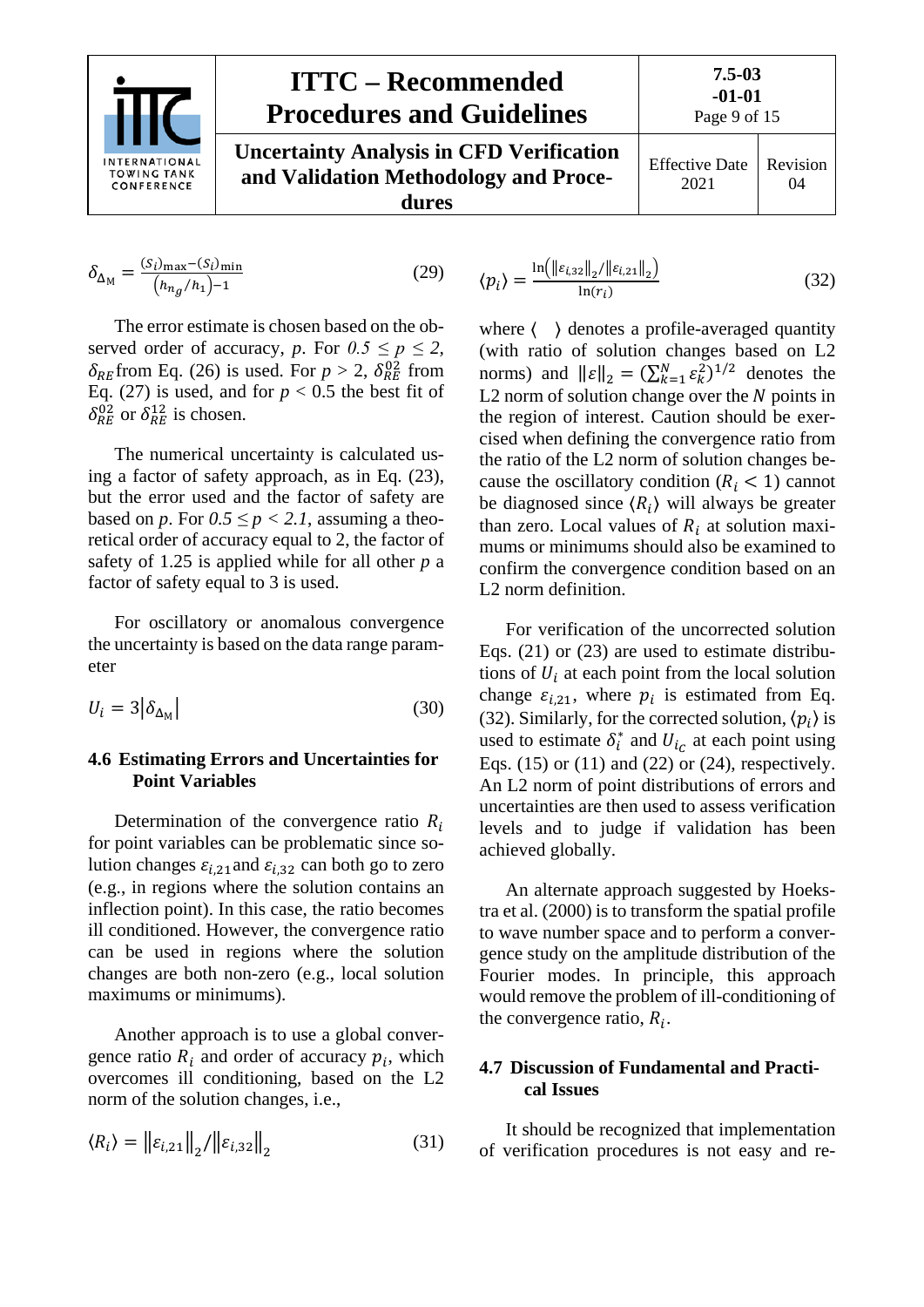$$\delta_{\Delta_M} = \frac{(S_i)_{\max} - (S_i)_{\min}}{\left(h_{n_g}/h_1\right) - 1} \tag{29}$$

The error estimate is chosen based on the observed order of accuracy, $p$. For $0.5 \le p \le 2$, $\delta_{RE}$ from Eq. (26) is used. For $p > 2$, $\delta_{RE}^{02}$ from Eq. (27) is used, and for $p < 0.5$ the best fit of $\delta_{RE}^{02}$ or $\delta_{RE}^{12}$ is chosen.

The numerical uncertainty is calculated using a factor of safety approach, as in Eq. (23), but the error used and the factor of safety are based on $p$. For $0.5 \le p < 2.1$, assuming a theoretical order of accuracy equal to 2, the factor of safety of 1.25 is applied while for all other $p$ a factor of safety equal to 3 is used.

For oscillatory or anomalous convergence the uncertainty is based on the data range parameter

$$U_i = 3\left|\delta_{\Delta_M}\right| \tag{30}$$

## 4.6 Estimating Errors and Uncertainties for Point Variables

Determination of the convergence ratio $R_i$ for point variables can be problematic since solution changes $\varepsilon_{i,21}$ and $\varepsilon_{i,32}$ can both go to zero (e.g., in regions where the solution contains an inflection point). In this case, the ratio becomes ill conditioned. However, the convergence ratio can be used in regions where the solution changes are both non-zero (e.g., local solution maximums or minimums).

Another approach is to use a global convergence ratio $R_i$ and order of accuracy $p_i$, which overcomes ill conditioning, based on the L2 norm of the solution changes, i.e.,

$$\langle R_i \rangle = \left\|\varepsilon_{i,21}\right\|_2 / \left\|\varepsilon_{i,32}\right\|_2 \tag{31}$$

$$\langle p_i \rangle = \frac{\ln\left(\left\|\varepsilon_{i,32}\right\|_2 / \left\|\varepsilon_{i,21}\right\|_2\right)}{\ln(r_i)} \tag{32}$$

where $\langle \ \ \rangle$ denotes a profile-averaged quantity (with ratio of solution changes based on L2 norms) and $\|\varepsilon\|_2 = \left(\sum_{k=1}^{N} \varepsilon_k^2\right)^{1/2}$ denotes the L2 norm of solution change over the $N$ points in the region of interest. Caution should be exercised when defining the convergence ratio from the ratio of the L2 norm of solution changes because the oscillatory condition ($R_i < 1$) cannot be diagnosed since $\langle R_i \rangle$ will always be greater than zero. Local values of $R_i$ at solution maximums or minimums should also be examined to confirm the convergence condition based on an L2 norm definition.

For verification of the uncorrected solution Eqs. (21) or (23) are used to estimate distributions of $U_i$ at each point from the local solution change $\varepsilon_{i,21}$, where $p_i$ is estimated from Eq. (32). Similarly, for the corrected solution, $\langle p_i \rangle$ is used to estimate $\delta_i^*$ and $U_{i_C}$ at each point using Eqs. (15) or (11) and (22) or (24), respectively. An L2 norm of point distributions of errors and uncertainties are then used to assess verification levels and to judge if validation has been achieved globally.

An alternate approach suggested by Hoekstra et al. (2000) is to transform the spatial profile to wave number space and to perform a convergence study on the amplitude distribution of the Fourier modes. In principle, this approach would remove the problem of ill-conditioning of the convergence ratio, $R_i$.

## 4.7 Discussion of Fundamental and Practical Issues

It should be recognized that implementation of verification procedures is not easy and re-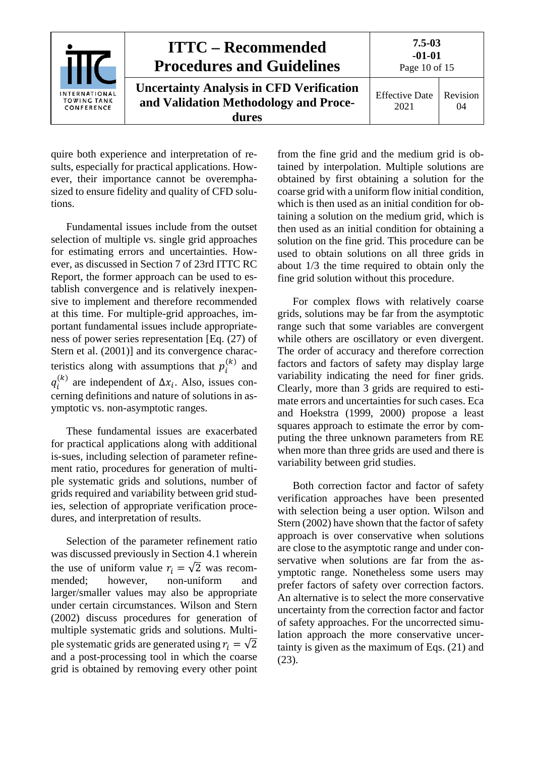quire both experience and interpretation of results, especially for practical applications. However, their importance cannot be overemphasized to ensure fidelity and quality of CFD solutions.

Fundamental issues include from the outset selection of multiple vs. single grid approaches for estimating errors and uncertainties. However, as discussed in Section 7 of 23rd ITTC RC Report, the former approach can be used to establish convergence and is relatively inexpensive to implement and therefore recommended at this time. For multiple-grid approaches, important fundamental issues include appropriateness of power series representation [Eq. (27) of Stern et al. (2001)] and its convergence characteristics along with assumptions that $p_i^{(k)}$ and $q_i^{(k)}$ are independent of $\Delta x_i$. Also, issues concerning definitions and nature of solutions in asymptotic vs. non-asymptotic ranges.

These fundamental issues are exacerbated for practical applications along with additional is-sues, including selection of parameter refinement ratio, procedures for generation of multiple systematic grids and solutions, number of grids required and variability between grid studies, selection of appropriate verification procedures, and interpretation of results.

Selection of the parameter refinement ratio was discussed previously in Section 4.1 wherein the use of uniform value $r_i = \sqrt{2}$ was recommended; however, non-uniform and larger/smaller values may also be appropriate under certain circumstances. Wilson and Stern (2002) discuss procedures for generation of multiple systematic grids and solutions. Multiple systematic grids are generated using $r_i = \sqrt{2}$ and a post-processing tool in which the coarse grid is obtained by removing every other point from the fine grid and the medium grid is obtained by interpolation. Multiple solutions are obtained by first obtaining a solution for the coarse grid with a uniform flow initial condition, which is then used as an initial condition for obtaining a solution on the medium grid, which is then used as an initial condition for obtaining a solution on the fine grid. This procedure can be used to obtain solutions on all three grids in about 1/3 the time required to obtain only the fine grid solution without this procedure.

For complex flows with relatively coarse grids, solutions may be far from the asymptotic range such that some variables are convergent while others are oscillatory or even divergent. The order of accuracy and therefore correction factors and factors of safety may display large variability indicating the need for finer grids. Clearly, more than 3 grids are required to estimate errors and uncertainties for such cases. Eca and Hoekstra (1999, 2000) propose a least squares approach to estimate the error by computing the three unknown parameters from RE when more than three grids are used and there is variability between grid studies.

Both correction factor and factor of safety verification approaches have been presented with selection being a user option. Wilson and Stern (2002) have shown that the factor of safety approach is over conservative when solutions are close to the asymptotic range and under conservative when solutions are far from the asymptotic range. Nonetheless some users may prefer factors of safety over correction factors. An alternative is to select the more conservative uncertainty from the correction factor and factor of safety approaches. For the uncorrected simulation approach the more conservative uncertainty is given as the maximum of Eqs. (21) and (23).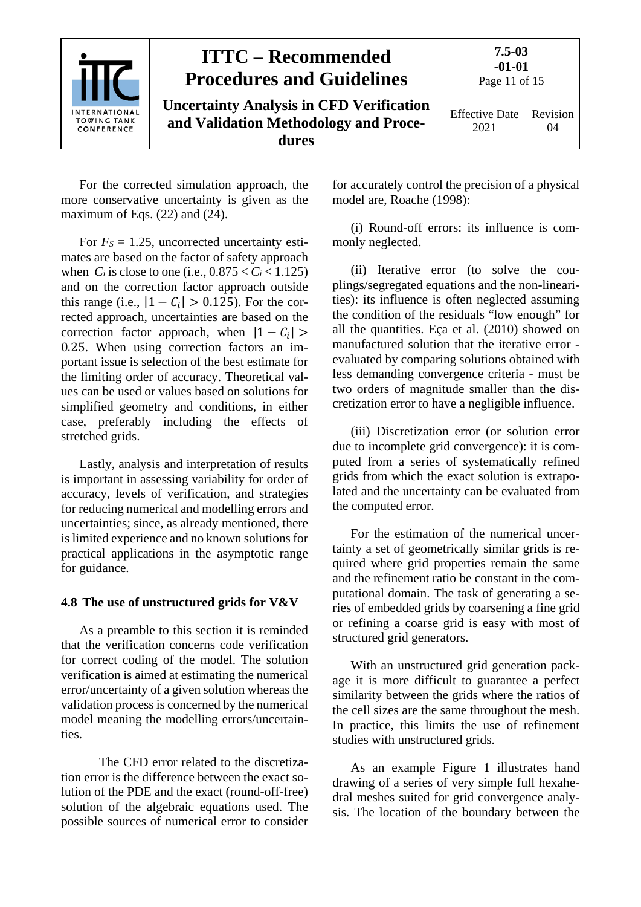For the corrected simulation approach, the more conservative uncertainty is given as the maximum of Eqs. (22) and (24).

For $F_S = 1.25$, uncorrected uncertainty estimates are based on the factor of safety approach when $C_i$ is close to one (i.e., $0.875 < C_i < 1.125$) and on the correction factor approach outside this range (i.e., $|1 - C_i| > 0.125$). For the corrected approach, uncertainties are based on the correction factor approach, when $|1 - C_i| > 0.25$. When using correction factors an important issue is selection of the best estimate for the limiting order of accuracy. Theoretical values can be used or values based on solutions for simplified geometry and conditions, in either case, preferably including the effects of stretched grids.

Lastly, analysis and interpretation of results is important in assessing variability for order of accuracy, levels of verification, and strategies for reducing numerical and modelling errors and uncertainties; since, as already mentioned, there is limited experience and no known solutions for practical applications in the asymptotic range for guidance.

### 4.8 The use of unstructured grids for V&V

As a preamble to this section it is reminded that the verification concerns code verification for correct coding of the model. The solution verification is aimed at estimating the numerical error/uncertainty of a given solution whereas the validation process is concerned by the numerical model meaning the modelling errors/uncertainties.

The CFD error related to the discretization error is the difference between the exact solution of the PDE and the exact (round-off-free) solution of the algebraic equations used. The possible sources of numerical error to consider for accurately control the precision of a physical model are, Roache (1998):

(i) Round-off errors: its influence is commonly neglected.

(ii) Iterative error (to solve the couplings/segregated equations and the non-linearities): its influence is often neglected assuming the condition of the residuals "low enough" for all the quantities. Eça et al. (2010) showed on manufactured solution that the iterative error - evaluated by comparing solutions obtained with less demanding convergence criteria - must be two orders of magnitude smaller than the discretization error to have a negligible influence.

(iii) Discretization error (or solution error due to incomplete grid convergence): it is computed from a series of systematically refined grids from which the exact solution is extrapolated and the uncertainty can be evaluated from the computed error.

For the estimation of the numerical uncertainty a set of geometrically similar grids is required where grid properties remain the same and the refinement ratio be constant in the computational domain. The task of generating a series of embedded grids by coarsening a fine grid or refining a coarse grid is easy with most of structured grid generators.

With an unstructured grid generation package it is more difficult to guarantee a perfect similarity between the grids where the ratios of the cell sizes are the same throughout the mesh. In practice, this limits the use of refinement studies with unstructured grids.

As an example Figure 1 illustrates hand drawing of a series of very simple full hexahedral meshes suited for grid convergence analysis. The location of the boundary between the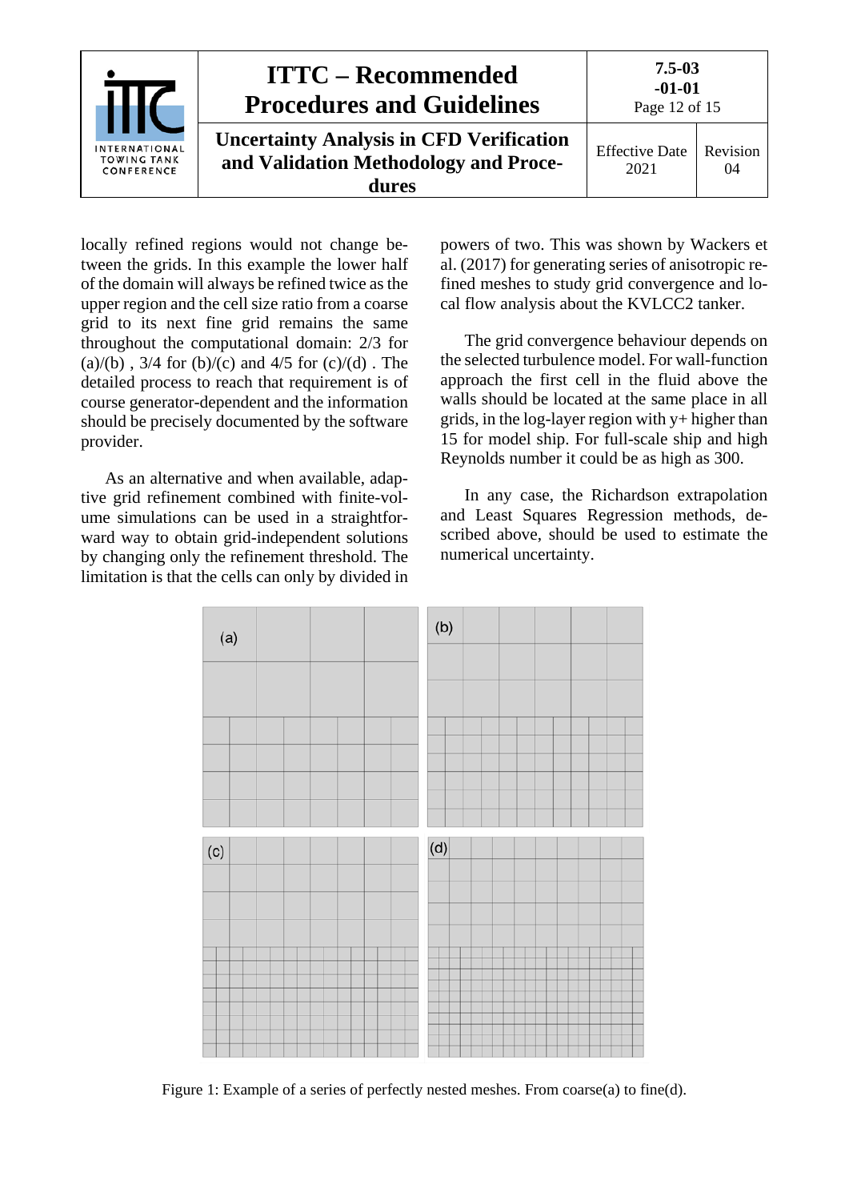locally refined regions would not change between the grids. In this example the lower half of the domain will always be refined twice as the upper region and the cell size ratio from a coarse grid to its next fine grid remains the same throughout the computational domain: 2/3 for (a)/(b) , 3/4 for (b)/(c) and 4/5 for (c)/(d) . The detailed process to reach that requirement is of course generator-dependent and the information should be precisely documented by the software provider.

As an alternative and when available, adaptive grid refinement combined with finite-volume simulations can be used in a straightforward way to obtain grid-independent solutions by changing only the refinement threshold. The limitation is that the cells can only by divided in powers of two. This was shown by Wackers et al. (2017) for generating series of anisotropic refined meshes to study grid convergence and local flow analysis about the KVLCC2 tanker.

The grid convergence behaviour depends on the selected turbulence model. For wall-function approach the first cell in the fluid above the walls should be located at the same place in all grids, in the log-layer region with y+ higher than 15 for model ship. For full-scale ship and high Reynolds number it could be as high as 300.

In any case, the Richardson extrapolation and Least Squares Regression methods, described above, should be used to estimate the numerical uncertainty.

Figure 1: Example of a series of perfectly nested meshes. From coarse(a) to fine(d).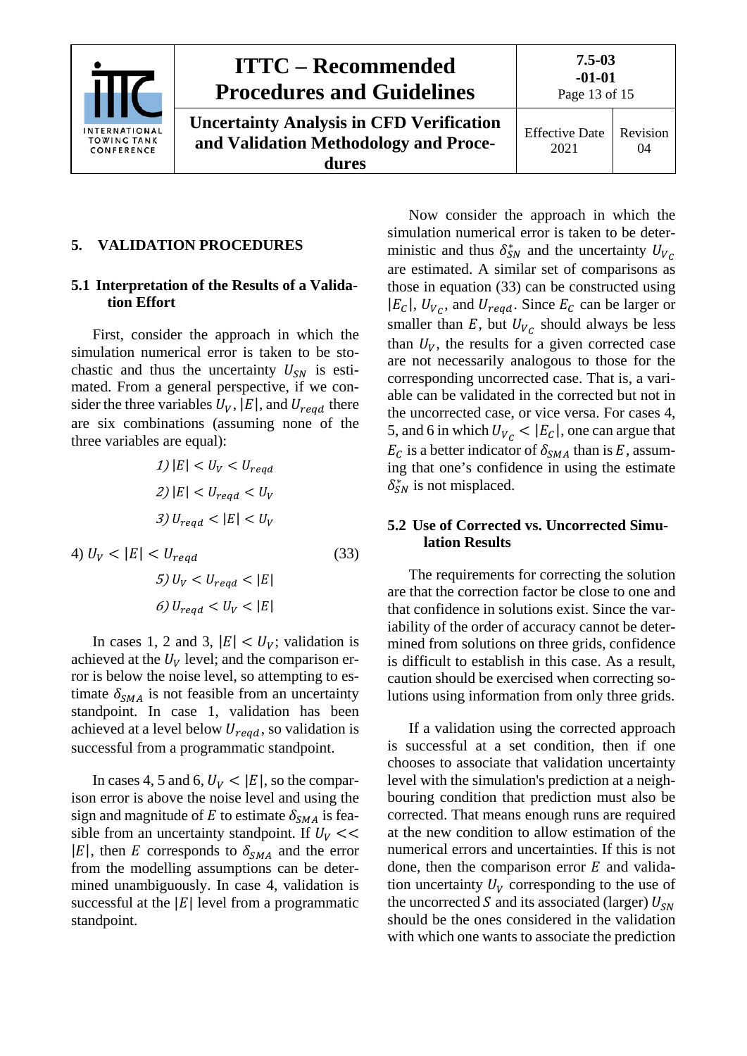## 5. VALIDATION PROCEDURES

### 5.1 Interpretation of the Results of a Validation Effort

First, consider the approach in which the simulation numerical error is taken to be stochastic and thus the uncertainty $U_{SN}$ is estimated. From a general perspective, if we consider the three variables $U_V$, $|E|$, and $U_{reqd}$ there are six combinations (assuming none of the three variables are equal):

$$
\begin{aligned}
&1)\ |E| < U_V < U_{reqd} \\
&2)\ |E| < U_{reqd} < U_V \\
&3)\ U_{reqd} < |E| < U_V \\
&4)\ U_V < |E| < U_{reqd} \qquad (33) \\
&5)\ U_V < U_{reqd} < |E| \\
&6)\ U_{reqd} < U_V < |E|
\end{aligned}
$$

In cases 1, 2 and 3, $|E| < U_V$; validation is achieved at the $U_V$ level; and the comparison error is below the noise level, so attempting to estimate $\delta_{SMA}$ is not feasible from an uncertainty standpoint. In case 1, validation has been achieved at a level below $U_{reqd}$, so validation is successful from a programmatic standpoint.

In cases 4, 5 and 6, $U_V < |E|$, so the comparison error is above the noise level and using the sign and magnitude of $E$ to estimate $\delta_{SMA}$ is feasible from an uncertainty standpoint. If $U_V << |E|$, then $E$ corresponds to $\delta_{SMA}$ and the error from the modelling assumptions can be determined unambiguously. In case 4, validation is successful at the $|E|$ level from a programmatic standpoint.

Now consider the approach in which the simulation numerical error is taken to be deterministic and thus $\delta^*_{SN}$ and the uncertainty $U_{V_C}$ are estimated. A similar set of comparisons as those in equation (33) can be constructed using $|E_C|$, $U_{V_C}$, and $U_{reqd}$. Since $E_C$ can be larger or smaller than $E$, but $U_{V_C}$ should always be less than $U_V$, the results for a given corrected case are not necessarily analogous to those for the corresponding uncorrected case. That is, a variable can be validated in the corrected but not in the uncorrected case, or vice versa. For cases 4, 5, and 6 in which $U_{V_C} < |E_C|$, one can argue that $E_C$ is a better indicator of $\delta_{SMA}$ than is $E$, assuming that one's confidence in using the estimate $\delta^*_{SN}$ is not misplaced.

### 5.2 Use of Corrected vs. Uncorrected Simulation Results

The requirements for correcting the solution are that the correction factor be close to one and that confidence in solutions exist. Since the variability of the order of accuracy cannot be determined from solutions on three grids, confidence is difficult to establish in this case. As a result, caution should be exercised when correcting solutions using information from only three grids.

If a validation using the corrected approach is successful at a set condition, then if one chooses to associate that validation uncertainty level with the simulation's prediction at a neighbouring condition that prediction must also be corrected. That means enough runs are required at the new condition to allow estimation of the numerical errors and uncertainties. If this is not done, then the comparison error $E$ and validation uncertainty $U_V$ corresponding to the use of the uncorrected $S$ and its associated (larger) $U_{SN}$ should be the ones considered in the validation with which one wants to associate the prediction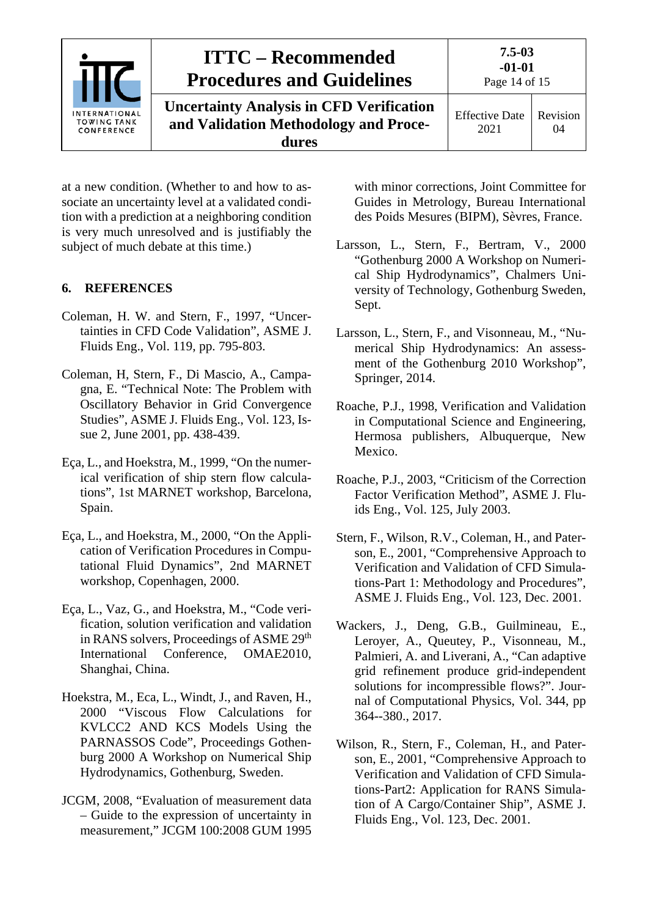at a new condition. (Whether to and how to associate an uncertainty level at a validated condition with a prediction at a neighboring condition is very much unresolved and is justifiably the subject of much debate at this time.)

## 6. REFERENCES

Coleman, H. W. and Stern, F., 1997, "Uncertainties in CFD Code Validation", ASME J. Fluids Eng., Vol. 119, pp. 795-803.

Coleman, H, Stern, F., Di Mascio, A., Campagna, E. "Technical Note: The Problem with Oscillatory Behavior in Grid Convergence Studies", ASME J. Fluids Eng., Vol. 123, Issue 2, June 2001, pp. 438-439.

Eça, L., and Hoekstra, M., 1999, "On the numerical verification of ship stern flow calculations", 1st MARNET workshop, Barcelona, Spain.

Eça, L., and Hoekstra, M., 2000, "On the Application of Verification Procedures in Computational Fluid Dynamics", 2nd MARNET workshop, Copenhagen, 2000.

Eça, L., Vaz, G., and Hoekstra, M., "Code verification, solution verification and validation in RANS solvers, Proceedings of ASME 29th International Conference, OMAE2010, Shanghai, China.

Hoekstra, M., Eca, L., Windt, J., and Raven, H., 2000 "Viscous Flow Calculations for KVLCC2 AND KCS Models Using the PARNASSOS Code", Proceedings Gothenburg 2000 A Workshop on Numerical Ship Hydrodynamics, Gothenburg, Sweden.

JCGM, 2008, "Evaluation of measurement data – Guide to the expression of uncertainty in measurement," JCGM 100:2008 GUM 1995 with minor corrections, Joint Committee for Guides in Metrology, Bureau International des Poids Mesures (BIPM), Sèvres, France.

Larsson, L., Stern, F., Bertram, V., 2000 "Gothenburg 2000 A Workshop on Numerical Ship Hydrodynamics", Chalmers University of Technology, Gothenburg Sweden, Sept.

Larsson, L., Stern, F., and Visonneau, M., "Numerical Ship Hydrodynamics: An assessment of the Gothenburg 2010 Workshop", Springer, 2014.

Roache, P.J., 1998, Verification and Validation in Computational Science and Engineering, Hermosa publishers, Albuquerque, New Mexico.

Roache, P.J., 2003, "Criticism of the Correction Factor Verification Method", ASME J. Fluids Eng., Vol. 125, July 2003.

Stern, F., Wilson, R.V., Coleman, H., and Paterson, E., 2001, "Comprehensive Approach to Verification and Validation of CFD Simulations-Part 1: Methodology and Procedures", ASME J. Fluids Eng., Vol. 123, Dec. 2001.

Wackers, J., Deng, G.B., Guilmineau, E., Leroyer, A., Queutey, P., Visonneau, M., Palmieri, A. and Liverani, A., "Can adaptive grid refinement produce grid-independent solutions for incompressible flows?". Journal of Computational Physics, Vol. 344, pp 364--380., 2017.

Wilson, R., Stern, F., Coleman, H., and Paterson, E., 2001, "Comprehensive Approach to Verification and Validation of CFD Simulations-Part2: Application for RANS Simulation of A Cargo/Container Ship", ASME J. Fluids Eng., Vol. 123, Dec. 2001.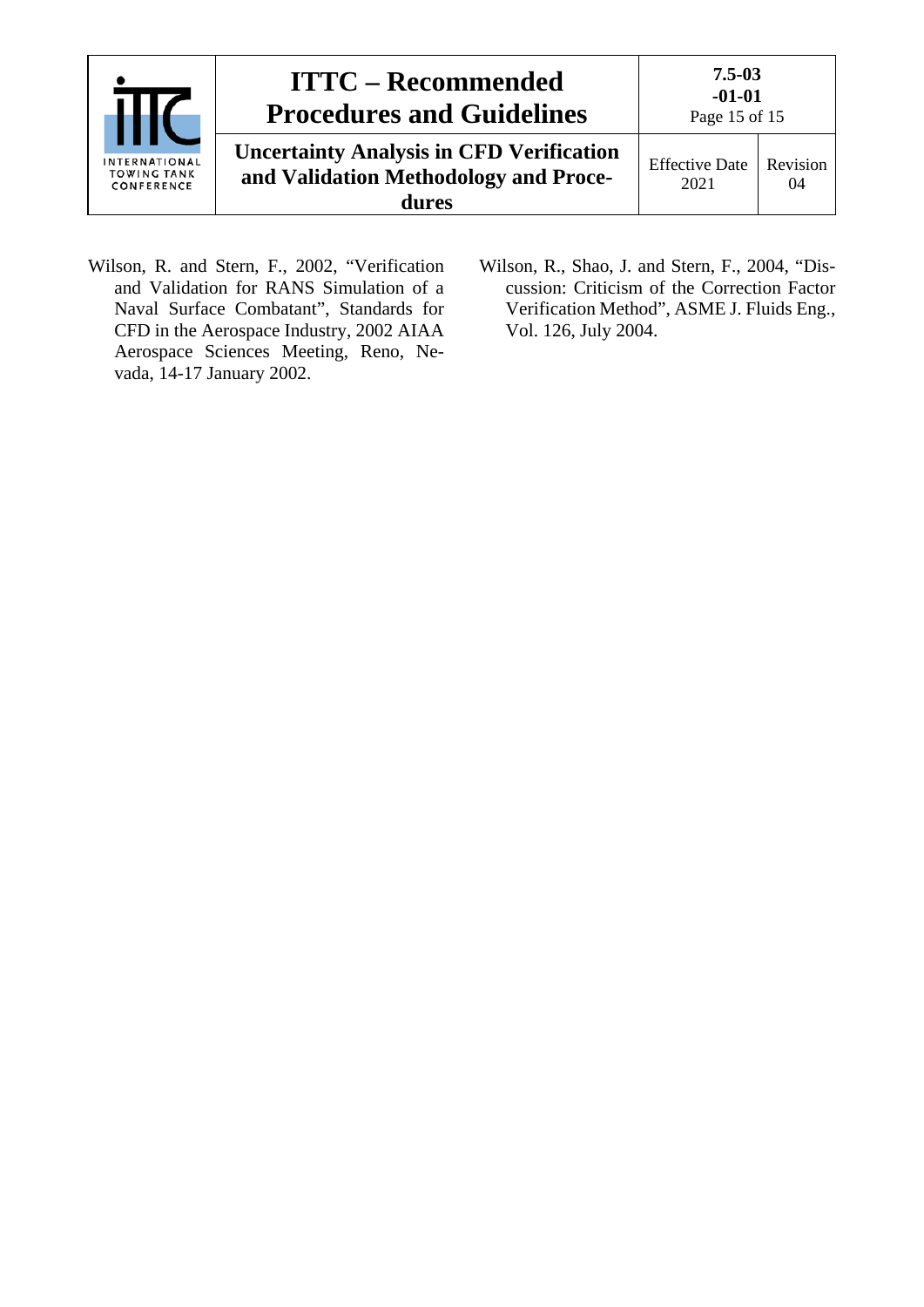Wilson, R. and Stern, F., 2002, "Verification and Validation for RANS Simulation of a Naval Surface Combatant", Standards for CFD in the Aerospace Industry, 2002 AIAA Aerospace Sciences Meeting, Reno, Nevada, 14-17 January 2002.

Wilson, R., Shao, J. and Stern, F., 2004, "Discussion: Criticism of the Correction Factor Verification Method", ASME J. Fluids Eng., Vol. 126, July 2004.